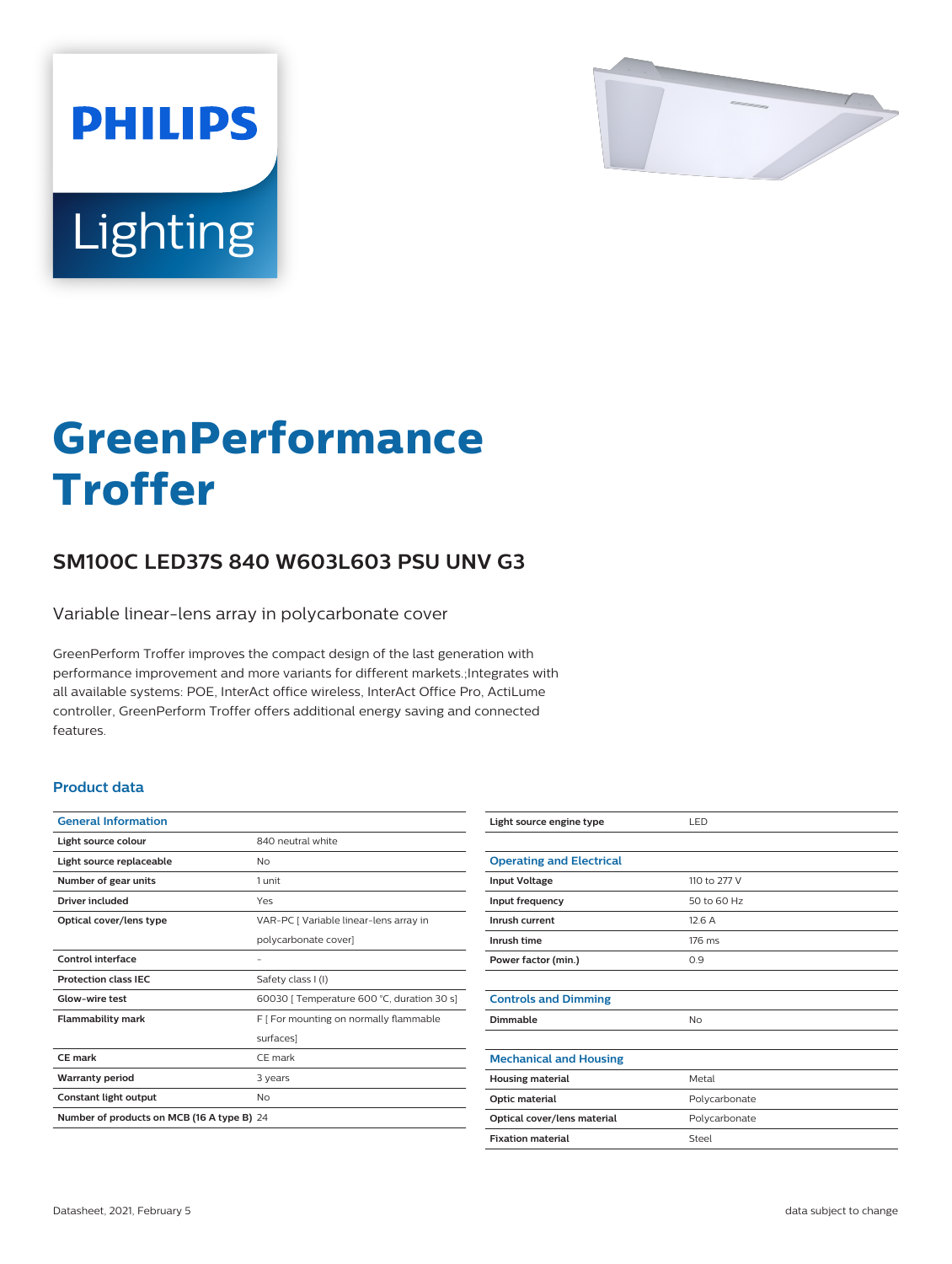# GreenPerformance Troffer

## SM100C LED37S 840 W603L603 PSU UNV G3

Variable linear-lens array in polycarbonate cover

GreenPerform Troffer improves the compact design of the last generation with performance improvement and more variants for different markets.;Integrates with all available systems: POE, InterAct office wireless, InterAct Office Pro, ActiLume controller, GreenPerform Troffer offers additional energy saving and connected features.

### Product data

| General Information | |
|---|---|
| Light source colour | 840 neutral white |
| Light source replaceable | No |
| Number of gear units | 1 unit |
| Driver included | Yes |
| Optical cover/lens type | VAR-PC [ Variable linear-lens array in polycarbonate cover] |
| Control interface | - |
| Protection class IEC | Safety class I (I) |
| Glow-wire test | 60030 [ Temperature 600 °C, duration 30 s] |
| Flammability mark | F [ For mounting on normally flammable surfaces] |
| CE mark | CE mark |
| Warranty period | 3 years |
| Constant light output | No |
| Number of products on MCB (16 A type B) | 24 |
| Light source engine type | LED |

| Operating and Electrical | |
|---|---|
| Input Voltage | 110 to 277 V |
| Input frequency | 50 to 60 Hz |
| Inrush current | 12.6 A |
| Inrush time | 176 ms |
| Power factor (min.) | 0.9 |

| Controls and Dimming | |
|---|---|
| Dimmable | No |

| Mechanical and Housing | |
|---|---|
| Housing material | Metal |
| Optic material | Polycarbonate |
| Optical cover/lens material | Polycarbonate |
| Fixation material | Steel |

Datasheet, 2021, February 5

data subject to change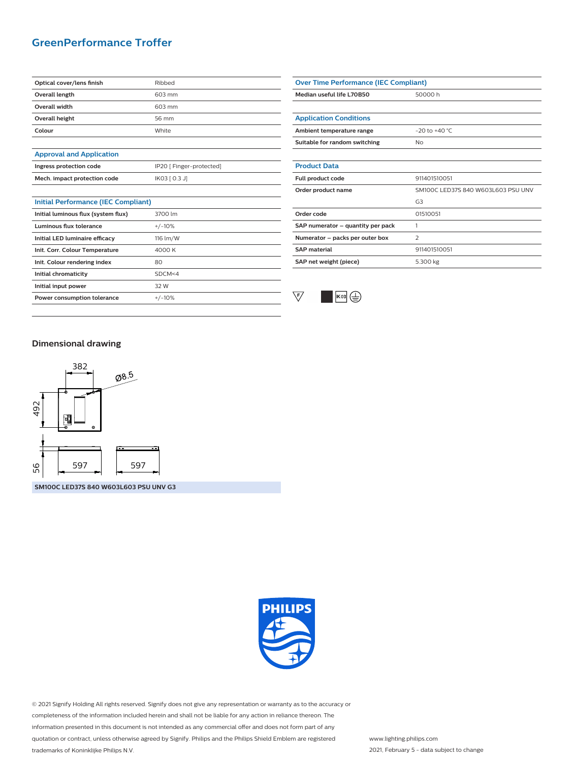## GreenPerformance Troffer

| | |
|---|---|
| Optical cover/lens finish | Ribbed |
| Overall length | 603 mm |
| Overall width | 603 mm |
| Overall height | 56 mm |
| Colour | White |

### Approval and Application

| | |
|---|---|
| Ingress protection code | IP20 [ Finger-protected] |
| Mech. impact protection code | IK03 [ 0.3 J] |

### Initial Performance (IEC Compliant)

| | |
|---|---|
| Initial luminous flux (system flux) | 3700 lm |
| Luminous flux tolerance | +/-10% |
| Initial LED luminaire efficacy | 116 lm/W |
| Init. Corr. Colour Temperature | 4000 K |
| Init. Colour rendering index | 80 |
| Initial chromaticity | SDCM<4 |
| Initial input power | 32 W |
| Power consumption tolerance | +/-10% |

### Over Time Performance (IEC Compliant)

| | |
|---|---|
| Median useful life L70B50 | 50000 h |

### Application Conditions

| | |
|---|---|
| Ambient temperature range | -20 to +40 °C |
| Suitable for random switching | No |

### Product Data

| | |
|---|---|
| Full product code | 911401510051 |
| Order product name | SM100C LED37S 840 W603L603 PSU UNV G3 |
| Order code | 01510051 |
| SAP numerator – quantity per pack | 1 |
| Numerator – packs per outer box | 2 |
| SAP material | 911401510051 |
| SAP net weight (piece) | 5.300 kg |

F IK03

### Dimensional drawing

382
Ø8.5
492
56
597
597

SM100C LED37S 840 W603L603 PSU UNV G3

© 2021 Signify Holding All rights reserved. Signify does not give any representation or warranty as to the accuracy or completeness of the information included herein and shall not be liable for any action in reliance thereon. The information presented in this document is not intended as any commercial offer and does not form part of any quotation or contract, unless otherwise agreed by Signify. Philips and the Philips Shield Emblem are registered trademarks of Koninklijke Philips N.V.

www.lighting.philips.com
2021, February 5 - data subject to change